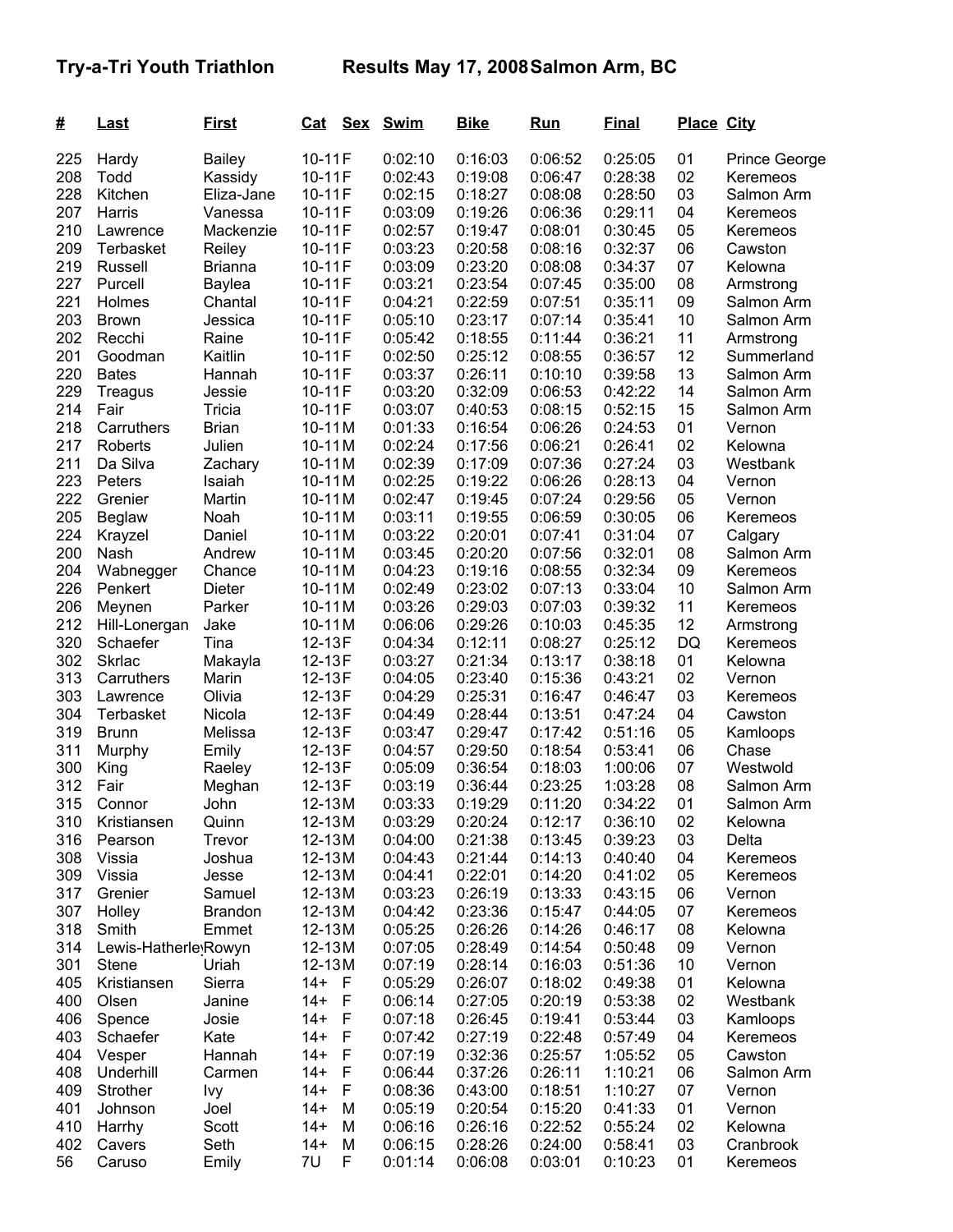**Try-a-Tri Youth Triathlon Results May 17, 2008 Salmon Arm, BC**

| # | Last | First | Cat | Sex | Swim | Bike | Run | Final | Place | City |
|---|---|---|---|---|---|---|---|---|---|---|
| 225 | Hardy | Bailey | 10-11 | F | 0:02:10 | 0:16:03 | 0:06:52 | 0:25:05 | 01 | Prince George |
| 208 | Todd | Kassidy | 10-11 | F | 0:02:43 | 0:19:08 | 0:06:47 | 0:28:38 | 02 | Keremeos |
| 228 | Kitchen | Eliza-Jane | 10-11 | F | 0:02:15 | 0:18:27 | 0:08:08 | 0:28:50 | 03 | Salmon Arm |
| 207 | Harris | Vanessa | 10-11 | F | 0:03:09 | 0:19:26 | 0:06:36 | 0:29:11 | 04 | Keremeos |
| 210 | Lawrence | Mackenzie | 10-11 | F | 0:02:57 | 0:19:47 | 0:08:01 | 0:30:45 | 05 | Keremeos |
| 209 | Terbasket | Reiley | 10-11 | F | 0:03:23 | 0:20:58 | 0:08:16 | 0:32:37 | 06 | Cawston |
| 219 | Russell | Brianna | 10-11 | F | 0:03:09 | 0:23:20 | 0:08:08 | 0:34:37 | 07 | Kelowna |
| 227 | Purcell | Baylea | 10-11 | F | 0:03:21 | 0:23:54 | 0:07:45 | 0:35:00 | 08 | Armstrong |
| 221 | Holmes | Chantal | 10-11 | F | 0:04:21 | 0:22:59 | 0:07:51 | 0:35:11 | 09 | Salmon Arm |
| 203 | Brown | Jessica | 10-11 | F | 0:05:10 | 0:23:17 | 0:07:14 | 0:35:41 | 10 | Salmon Arm |
| 202 | Recchi | Raine | 10-11 | F | 0:05:42 | 0:18:55 | 0:11:44 | 0:36:21 | 11 | Armstrong |
| 201 | Goodman | Kaitlin | 10-11 | F | 0:02:50 | 0:25:12 | 0:08:55 | 0:36:57 | 12 | Summerland |
| 220 | Bates | Hannah | 10-11 | F | 0:03:37 | 0:26:11 | 0:10:10 | 0:39:58 | 13 | Salmon Arm |
| 229 | Treagus | Jessie | 10-11 | F | 0:03:20 | 0:32:09 | 0:06:53 | 0:42:22 | 14 | Salmon Arm |
| 214 | Fair | Tricia | 10-11 | F | 0:03:07 | 0:40:53 | 0:08:15 | 0:52:15 | 15 | Salmon Arm |
| 218 | Carruthers | Brian | 10-11 | M | 0:01:33 | 0:16:54 | 0:06:26 | 0:24:53 | 01 | Vernon |
| 217 | Roberts | Julien | 10-11 | M | 0:02:24 | 0:17:56 | 0:06:21 | 0:26:41 | 02 | Kelowna |
| 211 | Da Silva | Zachary | 10-11 | M | 0:02:39 | 0:17:09 | 0:07:36 | 0:27:24 | 03 | Westbank |
| 223 | Peters | Isaiah | 10-11 | M | 0:02:25 | 0:19:22 | 0:06:26 | 0:28:13 | 04 | Vernon |
| 222 | Grenier | Martin | 10-11 | M | 0:02:47 | 0:19:45 | 0:07:24 | 0:29:56 | 05 | Vernon |
| 205 | Beglaw | Noah | 10-11 | M | 0:03:11 | 0:19:55 | 0:06:59 | 0:30:05 | 06 | Keremeos |
| 224 | Krayzel | Daniel | 10-11 | M | 0:03:22 | 0:20:01 | 0:07:41 | 0:31:04 | 07 | Calgary |
| 200 | Nash | Andrew | 10-11 | M | 0:03:45 | 0:20:20 | 0:07:56 | 0:32:01 | 08 | Salmon Arm |
| 204 | Wabnegger | Chance | 10-11 | M | 0:04:23 | 0:19:16 | 0:08:55 | 0:32:34 | 09 | Keremeos |
| 226 | Penkert | Dieter | 10-11 | M | 0:02:49 | 0:23:02 | 0:07:13 | 0:33:04 | 10 | Salmon Arm |
| 206 | Meynen | Parker | 10-11 | M | 0:03:26 | 0:29:03 | 0:07:03 | 0:39:32 | 11 | Keremeos |
| 212 | Hill-Lonergan | Jake | 10-11 | M | 0:06:06 | 0:29:26 | 0:10:03 | 0:45:35 | 12 | Armstrong |
| 320 | Schaefer | Tina | 12-13 | F | 0:04:34 | 0:12:11 | 0:08:27 | 0:25:12 | DQ | Keremeos |
| 302 | Skrlac | Makayla | 12-13 | F | 0:03:27 | 0:21:34 | 0:13:17 | 0:38:18 | 01 | Kelowna |
| 313 | Carruthers | Marin | 12-13 | F | 0:04:05 | 0:23:40 | 0:15:36 | 0:43:21 | 02 | Vernon |
| 303 | Lawrence | Olivia | 12-13 | F | 0:04:29 | 0:25:31 | 0:16:47 | 0:46:47 | 03 | Keremeos |
| 304 | Terbasket | Nicola | 12-13 | F | 0:04:49 | 0:28:44 | 0:13:51 | 0:47:24 | 04 | Cawston |
| 319 | Brunn | Melissa | 12-13 | F | 0:03:47 | 0:29:47 | 0:17:42 | 0:51:16 | 05 | Kamloops |
| 311 | Murphy | Emily | 12-13 | F | 0:04:57 | 0:29:50 | 0:18:54 | 0:53:41 | 06 | Chase |
| 300 | King | Raeley | 12-13 | F | 0:05:09 | 0:36:54 | 0:18:03 | 1:00:06 | 07 | Westwold |
| 312 | Fair | Meghan | 12-13 | F | 0:03:19 | 0:36:44 | 0:23:25 | 1:03:28 | 08 | Salmon Arm |
| 315 | Connor | John | 12-13 | M | 0:03:33 | 0:19:29 | 0:11:20 | 0:34:22 | 01 | Salmon Arm |
| 310 | Kristiansen | Quinn | 12-13 | M | 0:03:29 | 0:20:24 | 0:12:17 | 0:36:10 | 02 | Kelowna |
| 316 | Pearson | Trevor | 12-13 | M | 0:04:00 | 0:21:38 | 0:13:45 | 0:39:23 | 03 | Delta |
| 308 | Vissia | Joshua | 12-13 | M | 0:04:43 | 0:21:44 | 0:14:13 | 0:40:40 | 04 | Keremeos |
| 309 | Vissia | Jesse | 12-13 | M | 0:04:41 | 0:22:01 | 0:14:20 | 0:41:02 | 05 | Keremeos |
| 317 | Grenier | Samuel | 12-13 | M | 0:03:23 | 0:26:19 | 0:13:33 | 0:43:15 | 06 | Vernon |
| 307 | Holley | Brandon | 12-13 | M | 0:04:42 | 0:23:36 | 0:15:47 | 0:44:05 | 07 | Keremeos |
| 318 | Smith | Emmet | 12-13 | M | 0:05:25 | 0:26:26 | 0:14:26 | 0:46:17 | 08 | Kelowna |
| 314 | Lewis-Hatherley | Rowyn | 12-13 | M | 0:07:05 | 0:28:49 | 0:14:54 | 0:50:48 | 09 | Vernon |
| 301 | Stene | Uriah | 12-13 | M | 0:07:19 | 0:28:14 | 0:16:03 | 0:51:36 | 10 | Vernon |
| 405 | Kristiansen | Sierra | 14+ | F | 0:05:29 | 0:26:07 | 0:18:02 | 0:49:38 | 01 | Kelowna |
| 400 | Olsen | Janine | 14+ | F | 0:06:14 | 0:27:05 | 0:20:19 | 0:53:38 | 02 | Westbank |
| 406 | Spence | Josie | 14+ | F | 0:07:18 | 0:26:45 | 0:19:41 | 0:53:44 | 03 | Kamloops |
| 403 | Schaefer | Kate | 14+ | F | 0:07:42 | 0:27:19 | 0:22:48 | 0:57:49 | 04 | Keremeos |
| 404 | Vesper | Hannah | 14+ | F | 0:07:19 | 0:32:36 | 0:25:57 | 1:05:52 | 05 | Cawston |
| 408 | Underhill | Carmen | 14+ | F | 0:06:44 | 0:37:26 | 0:26:11 | 1:10:21 | 06 | Salmon Arm |
| 409 | Strother | Ivy | 14+ | F | 0:08:36 | 0:43:00 | 0:18:51 | 1:10:27 | 07 | Vernon |
| 401 | Johnson | Joel | 14+ | M | 0:05:19 | 0:20:54 | 0:15:20 | 0:41:33 | 01 | Vernon |
| 410 | Harrhy | Scott | 14+ | M | 0:06:16 | 0:26:16 | 0:22:52 | 0:55:24 | 02 | Kelowna |
| 402 | Cavers | Seth | 14+ | M | 0:06:15 | 0:28:26 | 0:24:00 | 0:58:41 | 03 | Cranbrook |
| 56 | Caruso | Emily | 7U | F | 0:01:14 | 0:06:08 | 0:03:01 | 0:10:23 | 01 | Keremeos |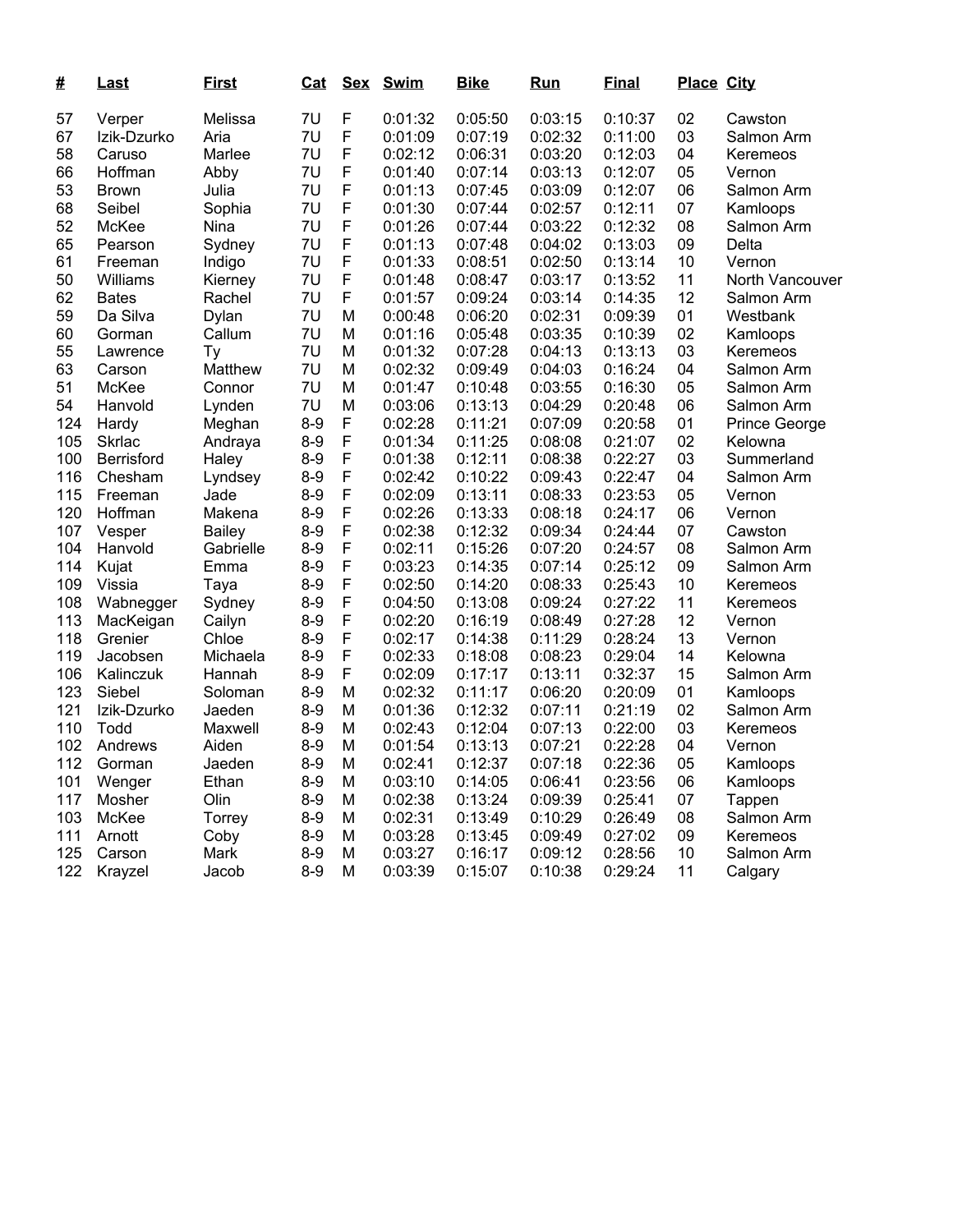| # | Last | First | Cat | Sex | Swim | Bike | Run | Final | Place | City |
|---|---|---|---|---|---|---|---|---|---|---|
| 57 | Verper | Melissa | 7U | F | 0:01:32 | 0:05:50 | 0:03:15 | 0:10:37 | 02 | Cawston |
| 67 | Izik-Dzurko | Aria | 7U | F | 0:01:09 | 0:07:19 | 0:02:32 | 0:11:00 | 03 | Salmon Arm |
| 58 | Caruso | Marlee | 7U | F | 0:02:12 | 0:06:31 | 0:03:20 | 0:12:03 | 04 | Keremeos |
| 66 | Hoffman | Abby | 7U | F | 0:01:40 | 0:07:14 | 0:03:13 | 0:12:07 | 05 | Vernon |
| 53 | Brown | Julia | 7U | F | 0:01:13 | 0:07:45 | 0:03:09 | 0:12:07 | 06 | Salmon Arm |
| 68 | Seibel | Sophia | 7U | F | 0:01:30 | 0:07:44 | 0:02:57 | 0:12:11 | 07 | Kamloops |
| 52 | McKee | Nina | 7U | F | 0:01:26 | 0:07:44 | 0:03:22 | 0:12:32 | 08 | Salmon Arm |
| 65 | Pearson | Sydney | 7U | F | 0:01:13 | 0:07:48 | 0:04:02 | 0:13:03 | 09 | Delta |
| 61 | Freeman | Indigo | 7U | F | 0:01:33 | 0:08:51 | 0:02:50 | 0:13:14 | 10 | Vernon |
| 50 | Williams | Kierney | 7U | F | 0:01:48 | 0:08:47 | 0:03:17 | 0:13:52 | 11 | North Vancouver |
| 62 | Bates | Rachel | 7U | F | 0:01:57 | 0:09:24 | 0:03:14 | 0:14:35 | 12 | Salmon Arm |
| 59 | Da Silva | Dylan | 7U | M | 0:00:48 | 0:06:20 | 0:02:31 | 0:09:39 | 01 | Westbank |
| 60 | Gorman | Callum | 7U | M | 0:01:16 | 0:05:48 | 0:03:35 | 0:10:39 | 02 | Kamloops |
| 55 | Lawrence | Ty | 7U | M | 0:01:32 | 0:07:28 | 0:04:13 | 0:13:13 | 03 | Keremeos |
| 63 | Carson | Matthew | 7U | M | 0:02:32 | 0:09:49 | 0:04:03 | 0:16:24 | 04 | Salmon Arm |
| 51 | McKee | Connor | 7U | M | 0:01:47 | 0:10:48 | 0:03:55 | 0:16:30 | 05 | Salmon Arm |
| 54 | Hanvold | Lynden | 7U | M | 0:03:06 | 0:13:13 | 0:04:29 | 0:20:48 | 06 | Salmon Arm |
| 124 | Hardy | Meghan | 8-9 | F | 0:02:28 | 0:11:21 | 0:07:09 | 0:20:58 | 01 | Prince George |
| 105 | Skrlac | Andraya | 8-9 | F | 0:01:34 | 0:11:25 | 0:08:08 | 0:21:07 | 02 | Kelowna |
| 100 | Berrisford | Haley | 8-9 | F | 0:01:38 | 0:12:11 | 0:08:38 | 0:22:27 | 03 | Summerland |
| 116 | Chesham | Lyndsey | 8-9 | F | 0:02:42 | 0:10:22 | 0:09:43 | 0:22:47 | 04 | Salmon Arm |
| 115 | Freeman | Jade | 8-9 | F | 0:02:09 | 0:13:11 | 0:08:33 | 0:23:53 | 05 | Vernon |
| 120 | Hoffman | Makena | 8-9 | F | 0:02:26 | 0:13:33 | 0:08:18 | 0:24:17 | 06 | Vernon |
| 107 | Vesper | Bailey | 8-9 | F | 0:02:38 | 0:12:32 | 0:09:34 | 0:24:44 | 07 | Cawston |
| 104 | Hanvold | Gabrielle | 8-9 | F | 0:02:11 | 0:15:26 | 0:07:20 | 0:24:57 | 08 | Salmon Arm |
| 114 | Kujat | Emma | 8-9 | F | 0:03:23 | 0:14:35 | 0:07:14 | 0:25:12 | 09 | Salmon Arm |
| 109 | Vissia | Taya | 8-9 | F | 0:02:50 | 0:14:20 | 0:08:33 | 0:25:43 | 10 | Keremeos |
| 108 | Wabnegger | Sydney | 8-9 | F | 0:04:50 | 0:13:08 | 0:09:24 | 0:27:22 | 11 | Keremeos |
| 113 | MacKeigan | Cailyn | 8-9 | F | 0:02:20 | 0:16:19 | 0:08:49 | 0:27:28 | 12 | Vernon |
| 118 | Grenier | Chloe | 8-9 | F | 0:02:17 | 0:14:38 | 0:11:29 | 0:28:24 | 13 | Vernon |
| 119 | Jacobsen | Michaela | 8-9 | F | 0:02:33 | 0:18:08 | 0:08:23 | 0:29:04 | 14 | Kelowna |
| 106 | Kalinczuk | Hannah | 8-9 | F | 0:02:09 | 0:17:17 | 0:13:11 | 0:32:37 | 15 | Salmon Arm |
| 123 | Siebel | Soloman | 8-9 | M | 0:02:32 | 0:11:17 | 0:06:20 | 0:20:09 | 01 | Kamloops |
| 121 | Izik-Dzurko | Jaeden | 8-9 | M | 0:01:36 | 0:12:32 | 0:07:11 | 0:21:19 | 02 | Salmon Arm |
| 110 | Todd | Maxwell | 8-9 | M | 0:02:43 | 0:12:04 | 0:07:13 | 0:22:00 | 03 | Keremeos |
| 102 | Andrews | Aiden | 8-9 | M | 0:01:54 | 0:13:13 | 0:07:21 | 0:22:28 | 04 | Vernon |
| 112 | Gorman | Jaeden | 8-9 | M | 0:02:41 | 0:12:37 | 0:07:18 | 0:22:36 | 05 | Kamloops |
| 101 | Wenger | Ethan | 8-9 | M | 0:03:10 | 0:14:05 | 0:06:41 | 0:23:56 | 06 | Kamloops |
| 117 | Mosher | Olin | 8-9 | M | 0:02:38 | 0:13:24 | 0:09:39 | 0:25:41 | 07 | Tappen |
| 103 | McKee | Torrey | 8-9 | M | 0:02:31 | 0:13:49 | 0:10:29 | 0:26:49 | 08 | Salmon Arm |
| 111 | Arnott | Coby | 8-9 | M | 0:03:28 | 0:13:45 | 0:09:49 | 0:27:02 | 09 | Keremeos |
| 125 | Carson | Mark | 8-9 | M | 0:03:27 | 0:16:17 | 0:09:12 | 0:28:56 | 10 | Salmon Arm |
| 122 | Krayzel | Jacob | 8-9 | M | 0:03:39 | 0:15:07 | 0:10:38 | 0:29:24 | 11 | Calgary |